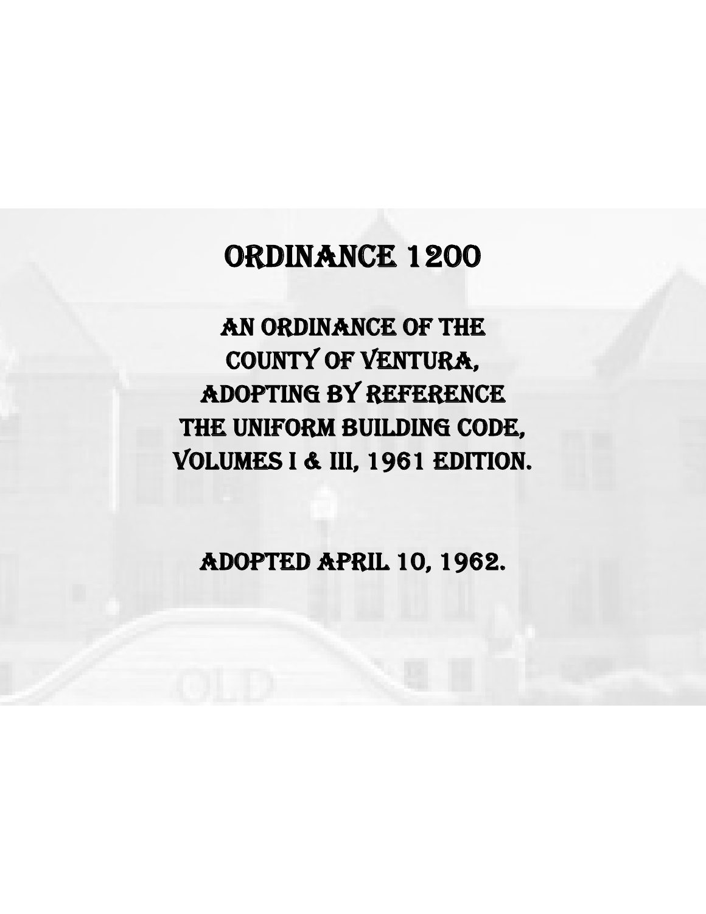# ORDINANCE 1200

## AN ORDINANCE OF THE COUNTY OF VENTURA, ADOPTING BY REFERENCE THE UNIFORM BUILDING CODE, VOLUMES I & III, 1961 EDITION.

ADOPTED APRIL 10, 1962.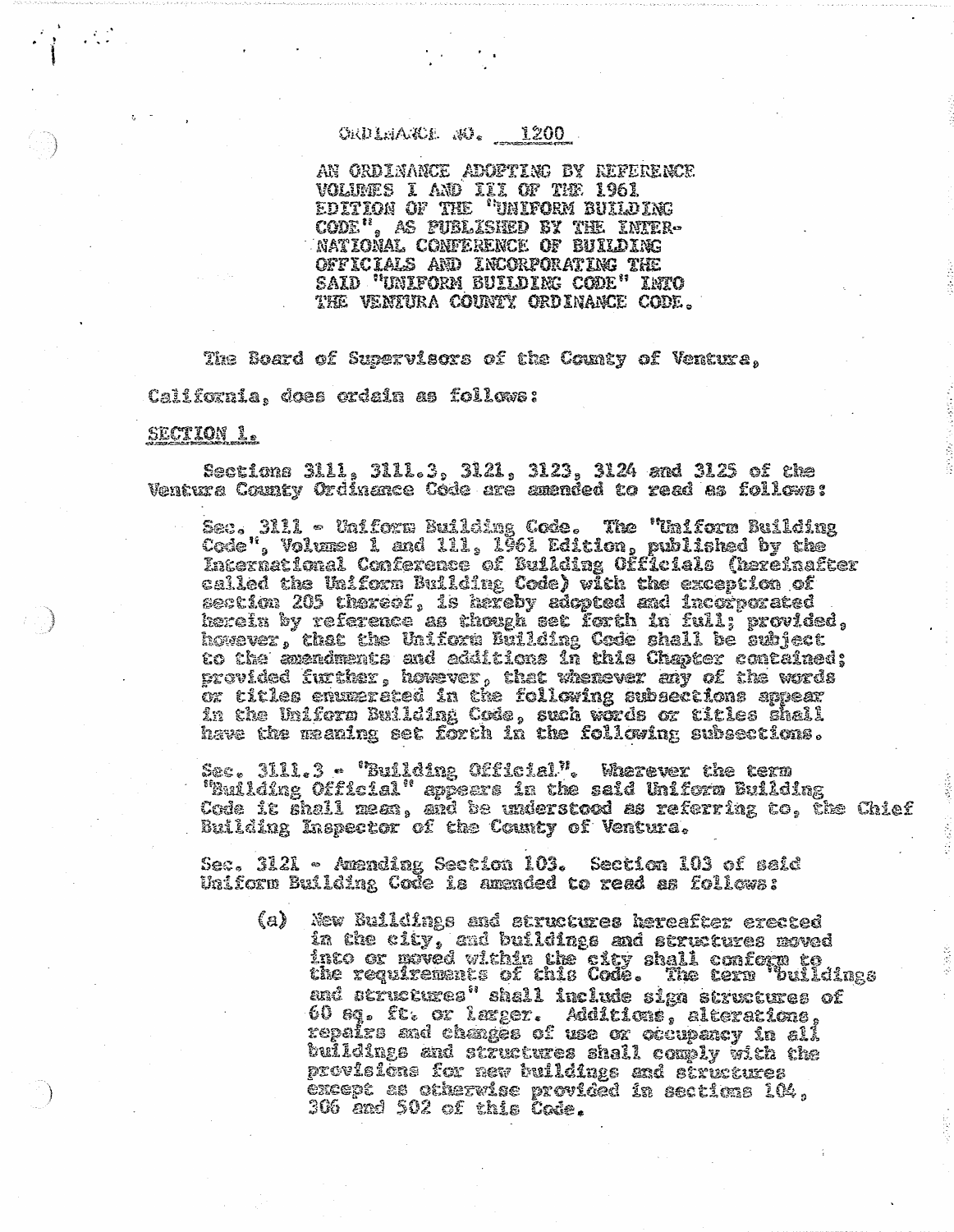ORDINANCE NO. 1200

AN ORDINANCE ADOPTING BY REFERENCE VOLUMES I AND III OF THE 1961 EDITION OF THE "UNIFORM BUILDING CODE", AS PUBLISHED BY THE INTERNATIONAL CONFERENCE OF BUILDING OFFICIALS AND INCORPORATING THE SAID "UNIFORM BUILDING CODE" INTO THE VENTURA COUNTY ORDINANCE CODE.

The Board of Supervisors of the County of Ventura, California, does ordain as follows:

SECTION 1.

Sections 3111, 3111.3, 3121, 3123, 3124 and 3125 of the Ventura County Ordinance Code are amended to read as follows:

Sec. 3111 - Uniform Building Code. The "Uniform Building Code", Volumes I and III, 1961 Edition, published by the International Conference of Building Officials (hereinafter called the Uniform Building Code) with the exception of section 205 thereof, is hereby adopted and incorporated herein by reference as though set forth in full; provided, however, that the Uniform Building Code shall be subject to the amendments and additions in this Chapter contained; provided further, however, that whenever any of the words or titles enumerated in the following subsections appear in the Uniform Building Code, such words or titles shall have the meaning set forth in the following subsections.

Sec. 3111.3 - "Building Official". Wherever the term "Building Official" appears in the said Uniform Building Code it shall mean, and be understood as referring to, the Chief Building Inspector of the County of Ventura.

Sec. 3121 - Amending Section 103. Section 103 of said Uniform Building Code is amended to read as follows:

(a) New Buildings and structures hereafter erected in the city, and buildings and structures moved into or moved within the city shall conform to the requirements of this Code. The term "buildings and structures" shall include sign structures of 60 sq. ft. or larger. Additions, alterations, repairs and changes of use or occupancy in all buildings and structures shall comply with the provisions for new buildings and structures except as otherwise provided in sections 104, 306 and 502 of this Code.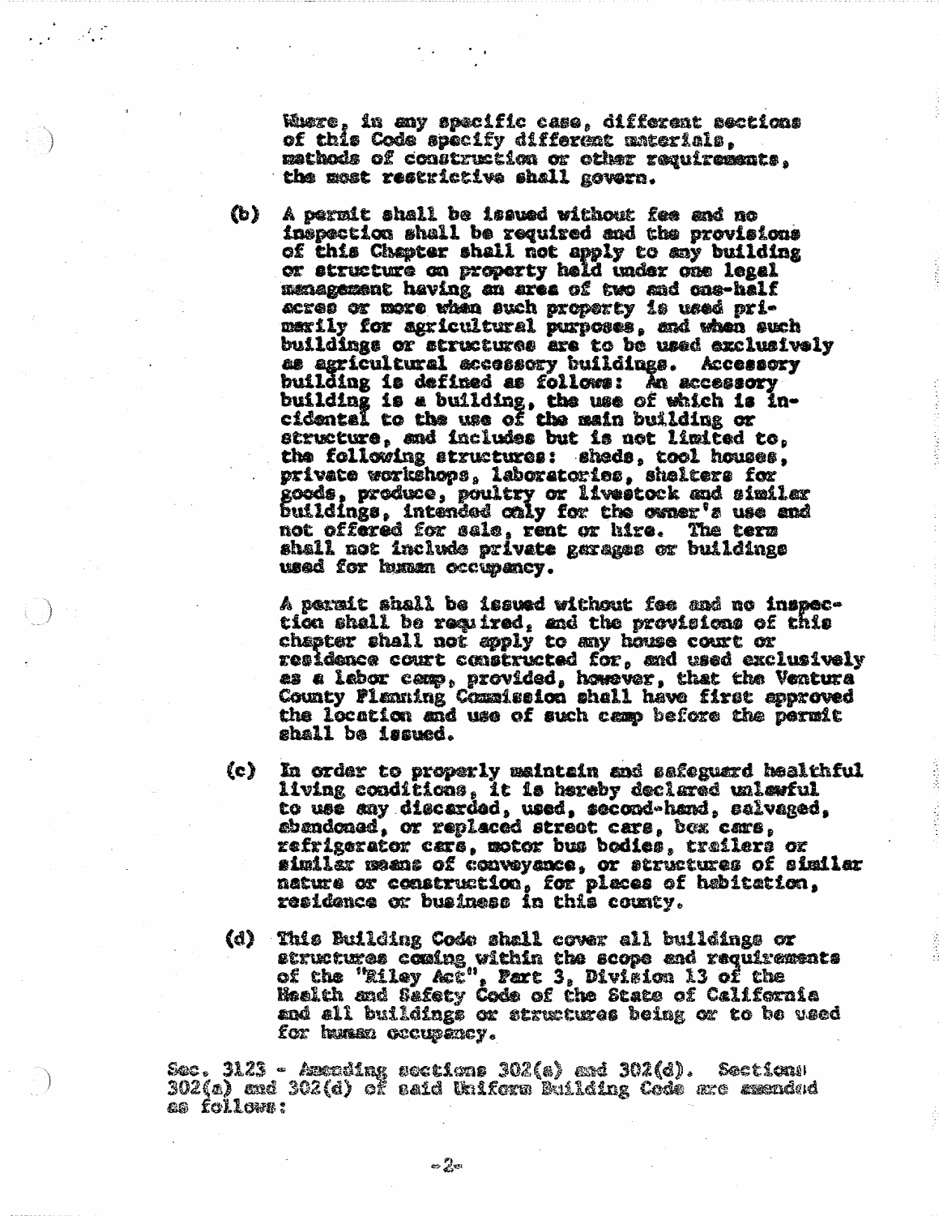Where, in any specific case, different sections of this Code specify different materials, methods of construction or other requirements, the most restrictive shall govern.

(b) A permit shall be issued without fee and no inspection shall be required and the provisions of this Chapter shall not apply to any building or structure on property held under one legal management having an area of two and one-half acres or more when such property is used primarily for agricultural purposes, and when such buildings or structures are to be used exclusively as agricultural accessory buildings. Accessory building is defined as follows: An accessory building is a building, the use of which is incidental to the use of the main building or structure, and includes but is not limited to, the following structures: sheds, tool houses, private workshops, laboratories, shelters for goods, produce, poultry or livestock and similar buildings, intended only for the owner's use and not offered for sale, rent or hire. The term shall not include private garages or buildings used for human occupancy.

A permit shall be issued without fee and no inspection shall be required, and the provisions of this chapter shall not apply to any house court or residence court constructed for, and used exclusively as a labor camp, provided, however, that the Ventura County Planning Commission shall have first approved the location and use of such camp before the permit shall be issued.

(c) In order to properly maintain and safeguard healthful living conditions, it is hereby declared unlawful to use any discarded, used, second-hand, salvaged, abandoned, or replaced street cars, box cars, refrigerator cars, motor bus bodies, trailers or similar means of conveyance, or structures of similar nature or construction, for places of habitation, residence or business in this county.

(d) This Building Code shall cover all buildings or structures coming within the scope and requirements of the "Riley Act", Part 3, Division 13 of the Health and Safety Code of the State of California and all buildings or structures being or to be used for human occupancy.

Sec. 3123 - Amending sections 302(a) and 302(d). Sections 302(a) and 302(d) of said Uniform Building Code are amended as follows: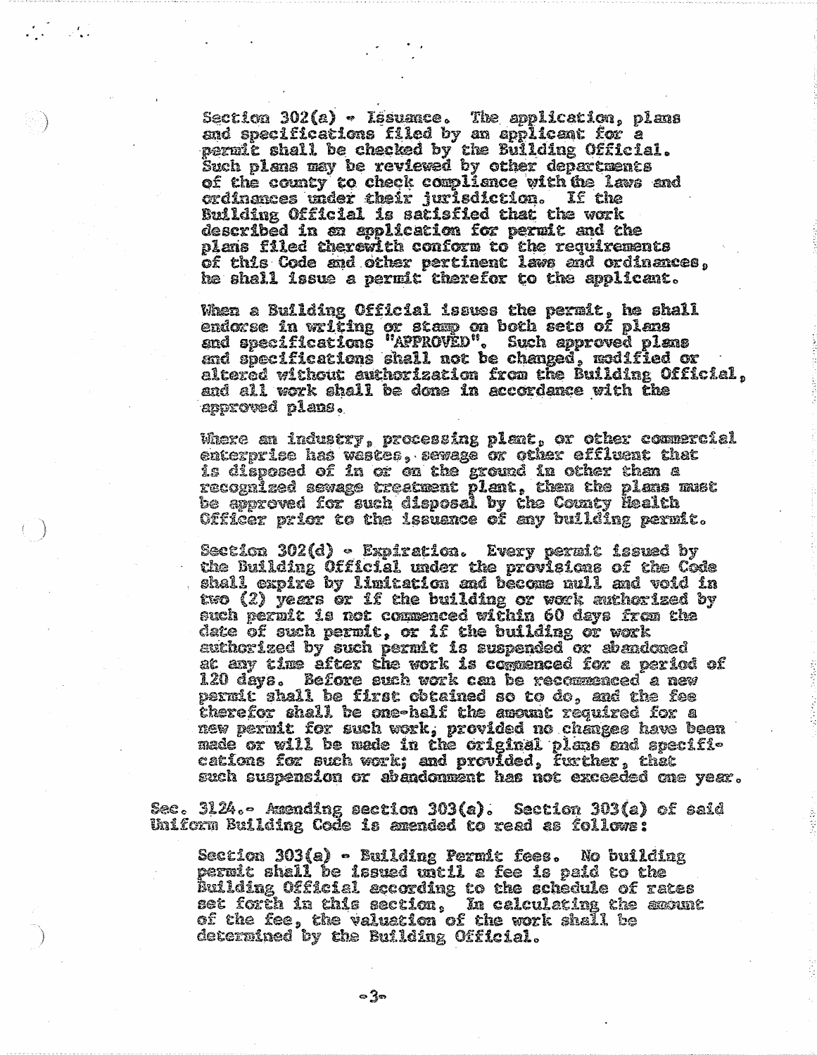Section 302(a) - Issuance. The application, plans and specifications filed by an applicant for a permit shall be checked by the Building Official. Such plans may be reviewed by other departments of the county to check compliance with the laws and ordinances under their jurisdiction. If the Building Official is satisfied that the work described in an application for permit and the plans filed therewith conform to the requirements of this Code and other pertinent laws and ordinances, he shall issue a permit therefor to the applicant.

When a Building Official issues the permit, he shall endorse in writing or stamp on both sets of plans and specifications "APPROVED". Such approved plans and specifications shall not be changed, modified or altered without authorization from the Building Official, and all work shall be done in accordance with the approved plans.

Where an industry, processing plant, or other commercial enterprise has wastes, sewage or other effluent that is disposed of in or on the ground in other than a recognized sewage treatment plant, then the plans must be approved for such disposal by the County Health Officer prior to the issuance of any building permit.

Section 302(d) - Expiration. Every permit issued by the Building Official under the provisions of the Code shall expire by limitation and become null and void in two (2) years or if the building or work authorized by such permit is not commenced within 60 days from the date of such permit, or if the building or work authorized by such permit is suspended or abandoned at any time after the work is commenced for a period of 120 days. Before such work can be recommenced a new permit shall be first obtained so to do, and the fee therefor shall be one-half the amount required for a new permit for such work, provided no changes have been made or will be made in the original plans and specifications for such work; and provided, further, that such suspension or abandonment has not exceeded one year.

Sec. 3124.- Amending section 303(a). Section 303(a) of said Uniform Building Code is amended to read as follows:

Section 303(a) - Building Permit fees. No building permit shall be issued until a fee is paid to the Building Official according to the schedule of rates set forth in this section. In calculating the amount of the fee, the valuation of the work shall be determined by the Building Official.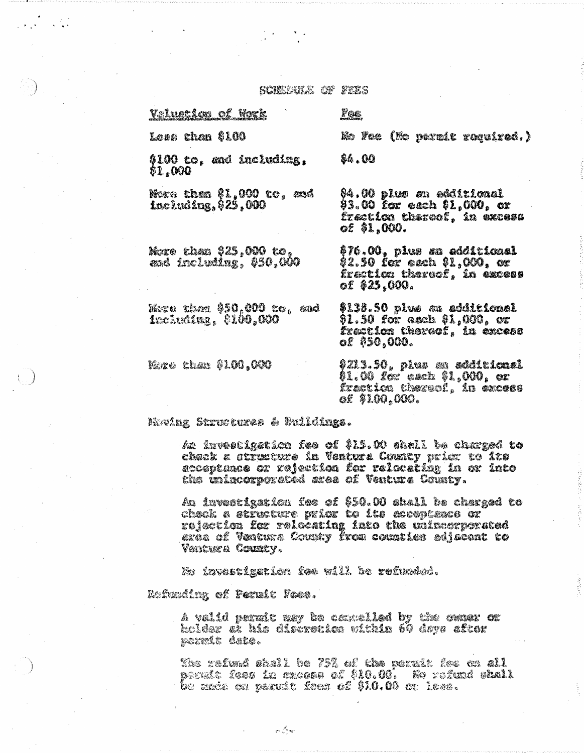## SCHEDULE OF FEES

| Valuation of Work | Fee |
|---|---|
| Less than $100 | No Fee (No permit required.) |
| $100 to, and including, $1,000 | $4.00 |
| More than $1,000 to, and including, $25,000 | $4.00 plus an additional $3.00 for each $1,000, or fraction thereof, in excess of $1,000. |
| More than $25,000 to, and including, $50,000 | $76.00, plus an additional $2.50 for each $1,000, or fraction thereof, in excess of $25,000. |
| More than $50,000 to, and including, $100,000 | $138.50 plus an additional $1.50 for each $1,000, or fraction thereof, in excess of $50,000. |
| More than $100,000 | $213.50, plus an additional $1.00 for each $1,000, or fraction thereof, in excess of $100,000. |

Moving Structures & Buildings.

An investigation fee of $15.00 shall be charged to check a structure in Ventura County prior to its acceptance or rejection for relocating in or into the unincorporated area of Ventura County.

An investigation fee of $50.00 shall be charged to check a structure prior to its acceptance or rejection for relocating into the unincorporated area of Ventura County from counties adjacent to Ventura County.

No investigation fee will be refunded.

Refunding of Permit Fees.

A valid permit may be cancelled by the owner or holder at his discretion within 60 days after permit date.

The refund shall be 75% of the permit fee on all permit fees in excess of $10.00. No refund shall be made on permit fees of $10.00 or less.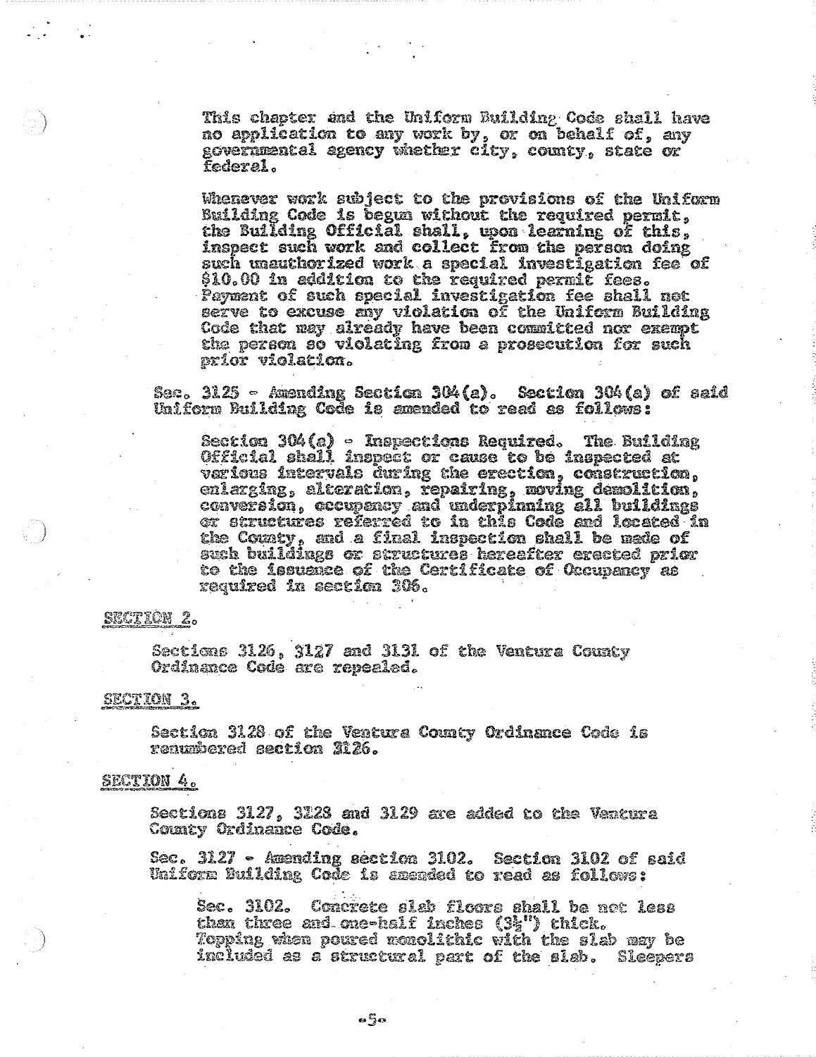This chapter and the Uniform Building Code shall have no application to any work by, or on behalf of, any governmental agency whether city, county, state or federal.

Whenever work subject to the provisions of the Uniform Building Code is begun without the required permit, the Building Official shall, upon learning of this, inspect such work and collect from the person doing such unauthorized work a special investigation fee of $10.00 in addition to the required permit fees. Payment of such special investigation fee shall not serve to excuse any violation of the Uniform Building Code that may already have been committed nor exempt the person so violating from a prosecution for such prior violation.

Sec. 3125 - Amending Section 304(a). Section 304(a) of said Uniform Building Code is amended to read as follows:

Section 304(a) - Inspections Required. The Building Official shall inspect or cause to be inspected at various intervals during the erection, construction, enlarging, alteration, repairing, moving demolition, conversion, occupancy and underpinning all buildings or structures referred to in this Code and located in the County, and a final inspection shall be made of such buildings or structures hereafter erected prior to the issuance of the Certificate of Occupancy as required in section 306.

SECTION 2.

Sections 3126, 3127 and 3131 of the Ventura County Ordinance Code are repealed.

SECTION 3.

Section 3128 of the Ventura County Ordinance Code is renumbered section 3126.

SECTION 4.

Sections 3127, 3128 and 3129 are added to the Ventura County Ordinance Code.

Sec. 3127 - Amending section 3102. Section 3102 of said Uniform Building Code is amended to read as follows:

Sec. 3102. Concrete slab floors shall be not less than three and one-half inches (3½") thick. Topping when poured monolithic with the slab may be included as a structural part of the slab. Sleepers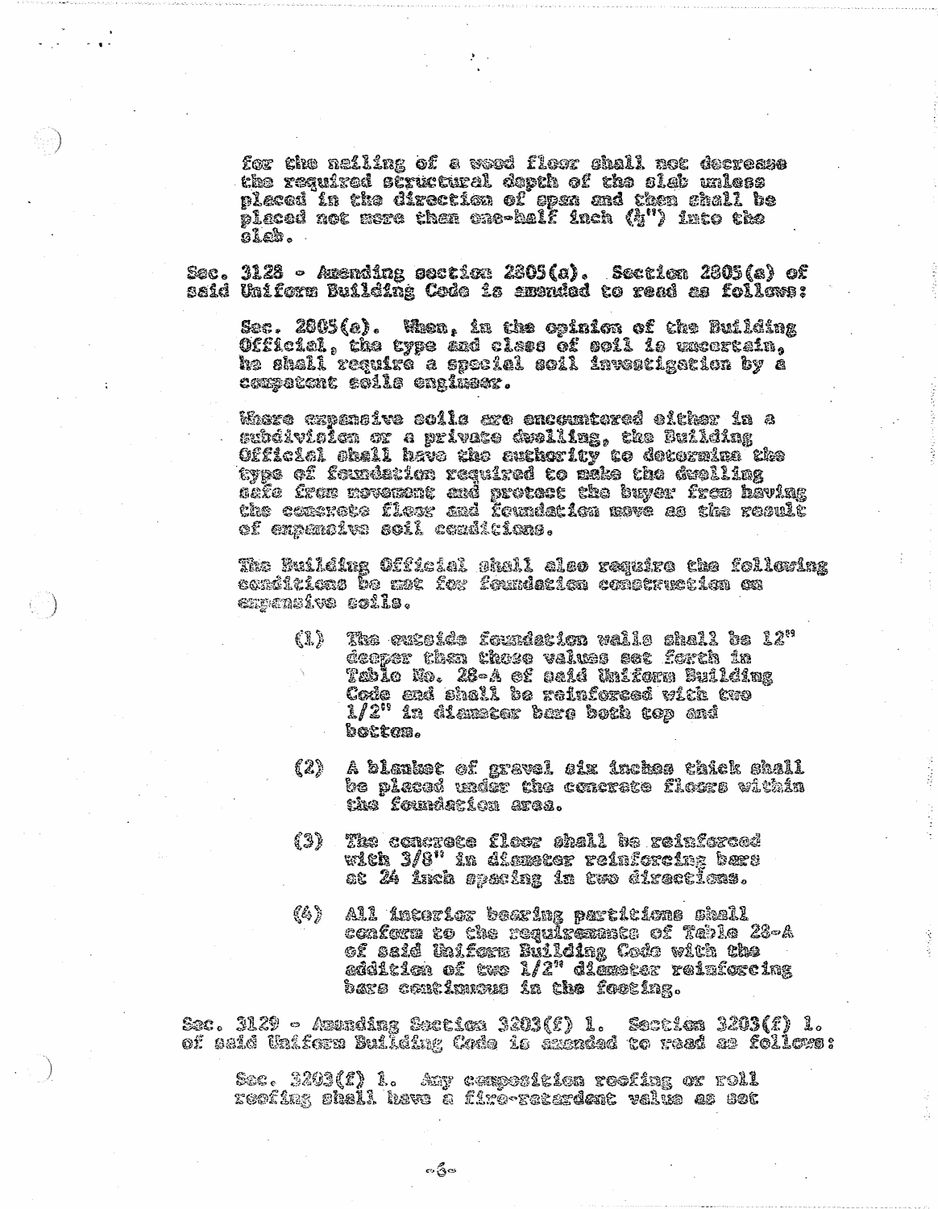for the nailing of a wood floor shall not decrease the required structural depth of the slab unless placed in the direction of span and then shall be placed not more than one-half inch (½") into the slab.

Sec. 3128 - Amending section 2805(a). Section 2805(a) of said Uniform Building Code is amended to read as follows:

Sec. 2805(a). When, in the opinion of the Building Official, the type and class of soil is uncertain, he shall require a special soil investigation by a competent soils engineer.

Where expansive soils are encountered either in a subdivision or a private dwelling, the Building Official shall have the authority to determine the type of foundation required to make the dwelling safe from movement and protect the buyer from having the concrete floor and foundation move as the result of expansive soil conditions.

The Building Official shall also require the following conditions be met for foundation construction on expansive soils.

(1) The outside foundation walls shall be 12" deeper than those values set forth in Table No. 28-A of said Uniform Building Code and shall be reinforced with two 1/2" in diameter bars both top and bottom.

(2) A blanket of gravel six inches thick shall be placed under the concrete floors within the foundation area.

(3) The concrete floor shall be reinforced with 3/8" in diameter reinforcing bars at 24 inch spacing in two directions.

(4) All interior bearing partitions shall conform to the requirements of Table 28-A of said Uniform Building Code with the addition of two 1/2" diameter reinforcing bars continuous in the footing.

Sec. 3129 - Amending Section 3203(f) 1. Section 3203(f) 1. of said Uniform Building Code is amended to read as follows:

Sec. 3203(f) 1. Any composition roofing or roll roofing shall have a fire-retardant value as set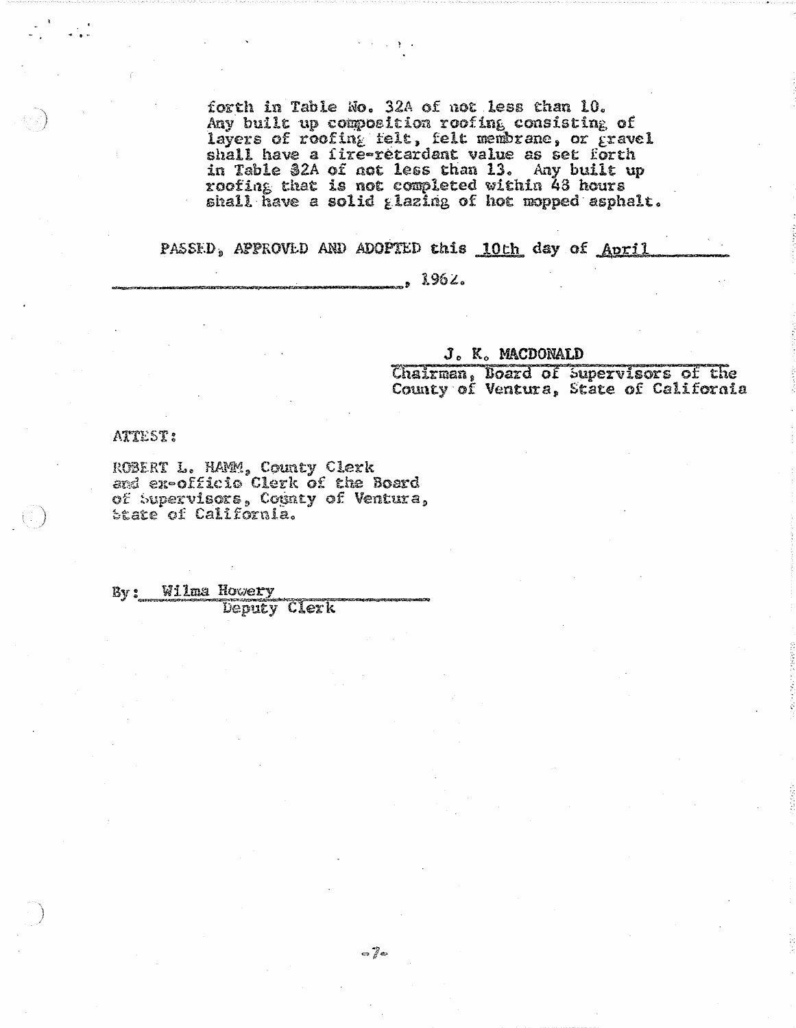forth in Table No. 32A of not less than 10. Any built up composition roofing consisting of layers of roofing felt, felt membrane, or gravel shall have a fire-retardant value as set forth in Table 32A of not less than 13. Any built up roofing that is not completed within 48 hours shall have a solid glazing of hot mopped asphalt.

PASSED, APPROVED AND ADOPTED this 10th day of April, 1962.

J. K. MACDONALD
Chairman, Board of Supervisors of the County of Ventura, State of California

ATTEST:

ROBERT L. HAMM, County Clerk and ex-officio Clerk of the Board of Supervisors, County of Ventura, State of California.

By: Wilma Howery
Deputy Clerk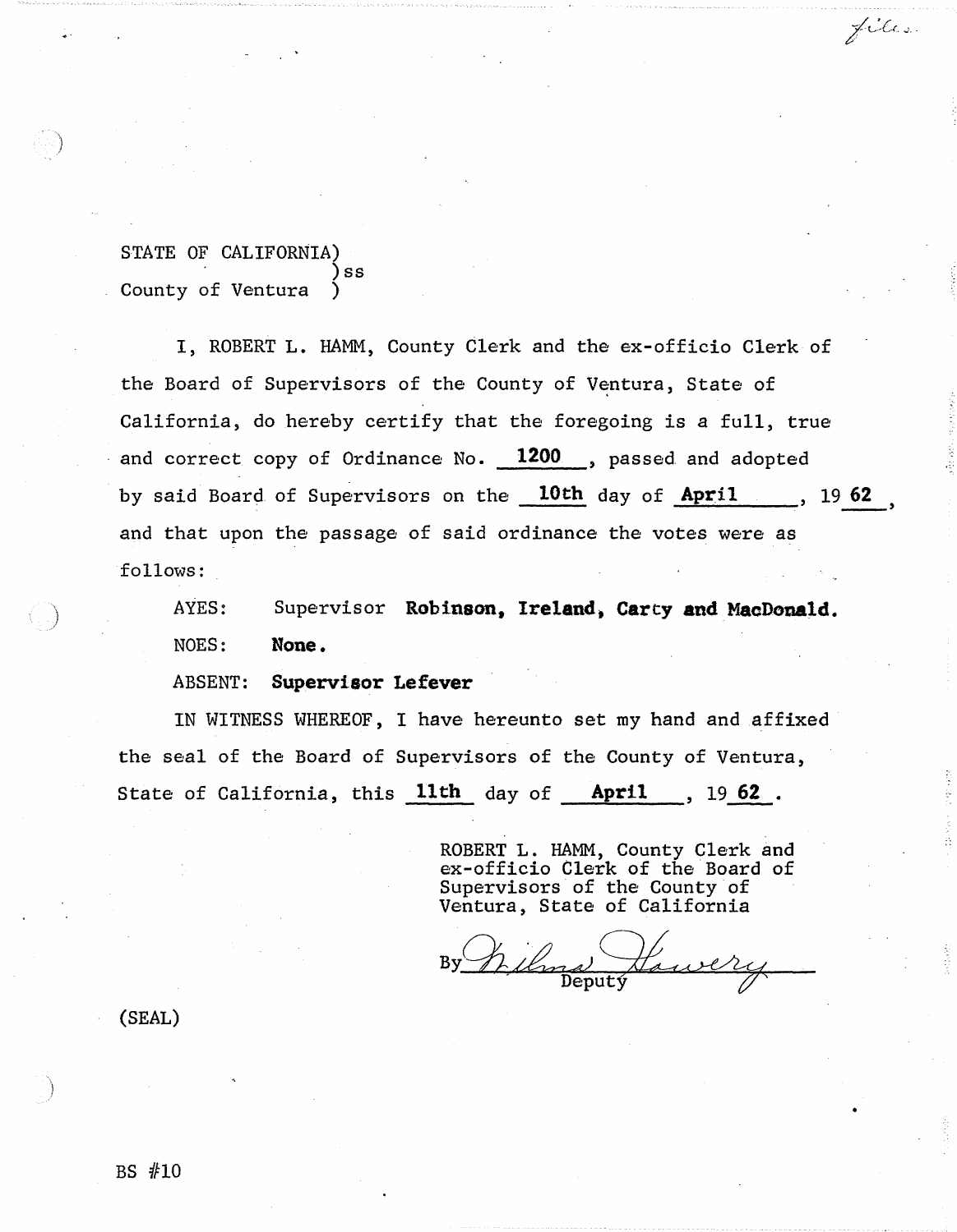*files*

STATE OF CALIFORNIA)
                              )ss
County of Ventura    )

I, ROBERT L. HAMM, County Clerk and the ex-officio Clerk of the Board of Supervisors of the County of Ventura, State of California, do hereby certify that the foregoing is a full, true and correct copy of Ordinance No. **1200**, passed and adopted by said Board of Supervisors on the **10th** day of **April**, 19**62**, and that upon the passage of said ordinance the votes were as follows:

AYES: Supervisor **Robinson, Ireland, Carty and MacDonald.**

NOES: **None.**

ABSENT: **Supervisor Lefever**

IN WITNESS WHEREOF, I have hereunto set my hand and affixed the seal of the Board of Supervisors of the County of Ventura, State of California, this **11th** day of **April**, 19**62**.

ROBERT L. HAMM, County Clerk and ex-officio Clerk of the Board of Supervisors of the County of Ventura, State of California

By *Wilma Howery*
Deputy

(SEAL)

BS #10